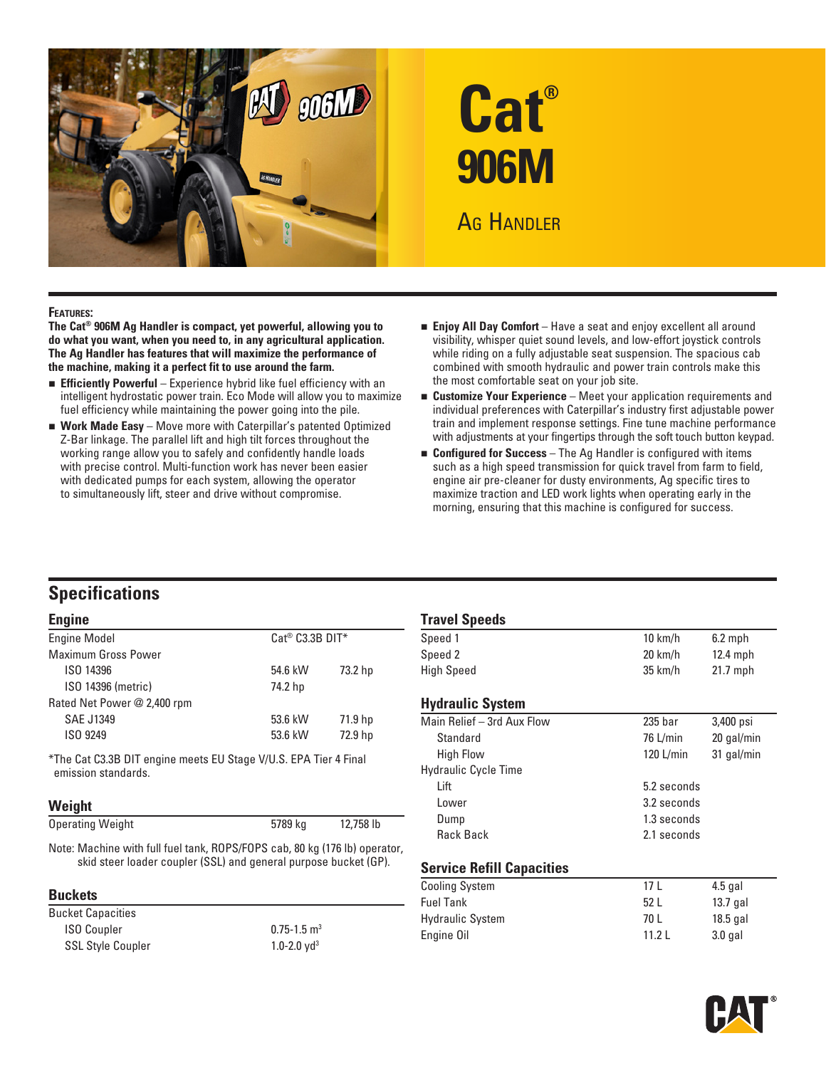# Cat® 906M

## Ag Handler

**Features:**

**The Cat® 906M Ag Handler is compact, yet powerful, allowing you to do what you want, when you need to, in any agricultural application. The Ag Handler has features that will maximize the performance of the machine, making it a perfect fit to use around the farm.**

- **Efficiently Powerful** – Experience hybrid like fuel efficiency with an intelligent hydrostatic power train. Eco Mode will allow you to maximize fuel efficiency while maintaining the power going into the pile.
- **Work Made Easy** – Move more with Caterpillar's patented Optimized Z-Bar linkage. The parallel lift and high tilt forces throughout the working range allow you to safely and confidently handle loads with precise control. Multi-function work has never been easier with dedicated pumps for each system, allowing the operator to simultaneously lift, steer and drive without compromise.
- **Enjoy All Day Comfort** – Have a seat and enjoy excellent all around visibility, whisper quiet sound levels, and low-effort joystick controls while riding on a fully adjustable seat suspension. The spacious cab combined with smooth hydraulic and power train controls make this the most comfortable seat on your job site.
- **Customize Your Experience** – Meet your application requirements and individual preferences with Caterpillar's industry first adjustable power train and implement response settings. Fine tune machine performance with adjustments at your fingertips through the soft touch button keypad.
- **Configured for Success** – The Ag Handler is configured with items such as a high speed transmission for quick travel from farm to field, engine air pre-cleaner for dusty environments, Ag specific tires to maximize traction and LED work lights when operating early in the morning, ensuring that this machine is configured for success.

## Specifications

### Engine

| | | |
|---|---|---|
| Engine Model | Cat® C3.3B DIT* | |
| Maximum Gross Power | | |
| ISO 14396 | 54.6 kW | 73.2 hp |
| ISO 14396 (metric) | 74.2 hp | |
| Rated Net Power @ 2,400 rpm | | |
| SAE J1349 | 53.6 kW | 71.9 hp |
| ISO 9249 | 53.6 kW | 72.9 hp |

*The Cat C3.3B DIT engine meets EU Stage V/U.S. EPA Tier 4 Final emission standards.

### Weight

| | | |
|---|---|---|
| Operating Weight | 5789 kg | 12,758 lb |

Note: Machine with full fuel tank, ROPS/FOPS cab, 80 kg (176 lb) operator, skid steer loader coupler (SSL) and general purpose bucket (GP).

### Buckets

| | |
|---|---|
| Bucket Capacities | |
| ISO Coupler | 0.75-1.5 $m^3$ |
| SSL Style Coupler | 1.0-2.0 $yd^3$ |

### Travel Speeds

| | | |
|---|---|---|
| Speed 1 | 10 km/h | 6.2 mph |
| Speed 2 | 20 km/h | 12.4 mph |
| High Speed | 35 km/h | 21.7 mph |

### Hydraulic System

| | | |
|---|---|---|
| Main Relief – 3rd Aux Flow | 235 bar | 3,400 psi |
| Standard | 76 L/min | 20 gal/min |
| High Flow | 120 L/min | 31 gal/min |
| Hydraulic Cycle Time | | |
| Lift | 5.2 seconds | |
| Lower | 3.2 seconds | |
| Dump | 1.3 seconds | |
| Rack Back | 2.1 seconds | |

### Service Refill Capacities

| | | |
|---|---|---|
| Cooling System | 17 L | 4.5 gal |
| Fuel Tank | 52 L | 13.7 gal |
| Hydraulic System | 70 L | 18.5 gal |
| Engine Oil | 11.2 L | 3.0 gal |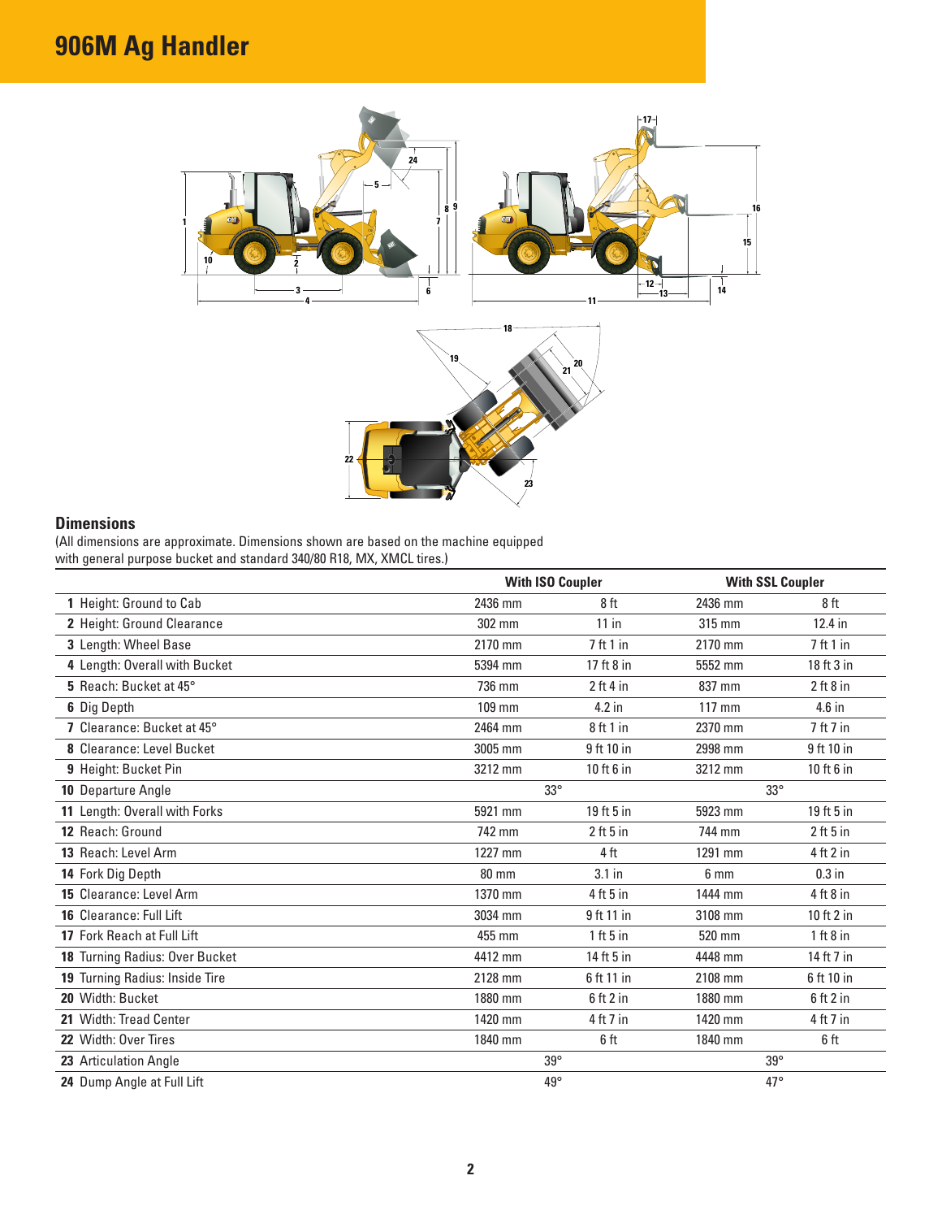# 906M Ag Handler

## Dimensions

(All dimensions are approximate. Dimensions shown are based on the machine equipped with general purpose bucket and standard 340/80 R18, MX, XMCL tires.)

| | With ISO Coupler | | With SSL Coupler | |
|---|---|---|---|---|
| **1** Height: Ground to Cab | 2436 mm | 8 ft | 2436 mm | 8 ft |
| **2** Height: Ground Clearance | 302 mm | 11 in | 315 mm | 12.4 in |
| **3** Length: Wheel Base | 2170 mm | 7 ft 1 in | 2170 mm | 7 ft 1 in |
| **4** Length: Overall with Bucket | 5394 mm | 17 ft 8 in | 5552 mm | 18 ft 3 in |
| **5** Reach: Bucket at 45° | 736 mm | 2 ft 4 in | 837 mm | 2 ft 8 in |
| **6** Dig Depth | 109 mm | 4.2 in | 117 mm | 4.6 in |
| **7** Clearance: Bucket at 45° | 2464 mm | 8 ft 1 in | 2370 mm | 7 ft 7 in |
| **8** Clearance: Level Bucket | 3005 mm | 9 ft 10 in | 2998 mm | 9 ft 10 in |
| **9** Height: Bucket Pin | 3212 mm | 10 ft 6 in | 3212 mm | 10 ft 6 in |
| **10** Departure Angle | 33° | | 33° | |
| **11** Length: Overall with Forks | 5921 mm | 19 ft 5 in | 5923 mm | 19 ft 5 in |
| **12** Reach: Ground | 742 mm | 2 ft 5 in | 744 mm | 2 ft 5 in |
| **13** Reach: Level Arm | 1227 mm | 4 ft | 1291 mm | 4 ft 2 in |
| **14** Fork Dig Depth | 80 mm | 3.1 in | 6 mm | 0.3 in |
| **15** Clearance: Level Arm | 1370 mm | 4 ft 5 in | 1444 mm | 4 ft 8 in |
| **16** Clearance: Full Lift | 3034 mm | 9 ft 11 in | 3108 mm | 10 ft 2 in |
| **17** Fork Reach at Full Lift | 455 mm | 1 ft 5 in | 520 mm | 1 ft 8 in |
| **18** Turning Radius: Over Bucket | 4412 mm | 14 ft 5 in | 4448 mm | 14 ft 7 in |
| **19** Turning Radius: Inside Tire | 2128 mm | 6 ft 11 in | 2108 mm | 6 ft 10 in |
| **20** Width: Bucket | 1880 mm | 6 ft 2 in | 1880 mm | 6 ft 2 in |
| **21** Width: Tread Center | 1420 mm | 4 ft 7 in | 1420 mm | 4 ft 7 in |
| **22** Width: Over Tires | 1840 mm | 6 ft | 1840 mm | 6 ft |
| **23** Articulation Angle | 39° | | 39° | |
| **24** Dump Angle at Full Lift | 49° | | 47° | |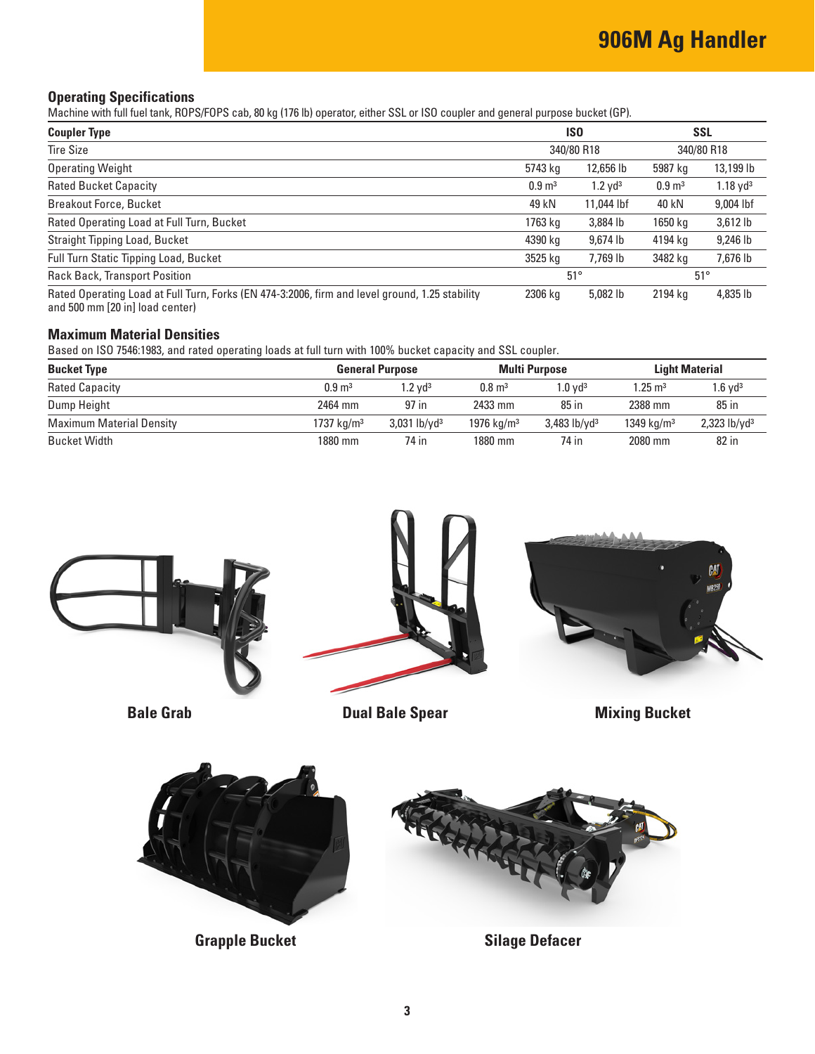# 906M Ag Handler

## Operating Specifications

Machine with full fuel tank, ROPS/FOPS cab, 80 kg (176 lb) operator, either SSL or ISO coupler and general purpose bucket (GP).

| Coupler Type | ISO | | SSL | |
|---|---|---|---|---|
| Tire Size | 340/80 R18 | | 340/80 R18 | |
| Operating Weight | 5743 kg | 12,656 lb | 5987 kg | 13,199 lb |
| Rated Bucket Capacity | 0.9 m³ | 1.2 yd³ | 0.9 m³ | 1.18 yd³ |
| Breakout Force, Bucket | 49 kN | 11,044 lbf | 40 kN | 9,004 lbf |
| Rated Operating Load at Full Turn, Bucket | 1763 kg | 3,884 lb | 1650 kg | 3,612 lb |
| Straight Tipping Load, Bucket | 4390 kg | 9,674 lb | 4194 kg | 9,246 lb |
| Full Turn Static Tipping Load, Bucket | 3525 kg | 7,769 lb | 3482 kg | 7,676 lb |
| Rack Back, Transport Position | 51° | | 51° | |
| Rated Operating Load at Full Turn, Forks (EN 474-3:2006, firm and level ground, 1.25 stability and 500 mm [20 in] load center) | 2306 kg | 5,082 lb | 2194 kg | 4,835 lb |

## Maximum Material Densities

Based on ISO 7546:1983, and rated operating loads at full turn with 100% bucket capacity and SSL coupler.

| Bucket Type | General Purpose | | Multi Purpose | | Light Material | |
|---|---|---|---|---|---|---|
| Rated Capacity | 0.9 m³ | 1.2 yd³ | 0.8 m³ | 1.0 yd³ | 1.25 m³ | 1.6 yd³ |
| Dump Height | 2464 mm | 97 in | 2433 mm | 85 in | 2388 mm | 85 in |
| Maximum Material Density | 1737 kg/m³ | 3,031 lb/yd³ | 1976 kg/m³ | 3,483 lb/yd³ | 1349 kg/m³ | 2,323 lb/yd³ |
| Bucket Width | 1880 mm | 74 in | 1880 mm | 74 in | 2080 mm | 82 in |

**Bale Grab**

**Dual Bale Spear**

**Mixing Bucket**

**Grapple Bucket**

**Silage Defacer**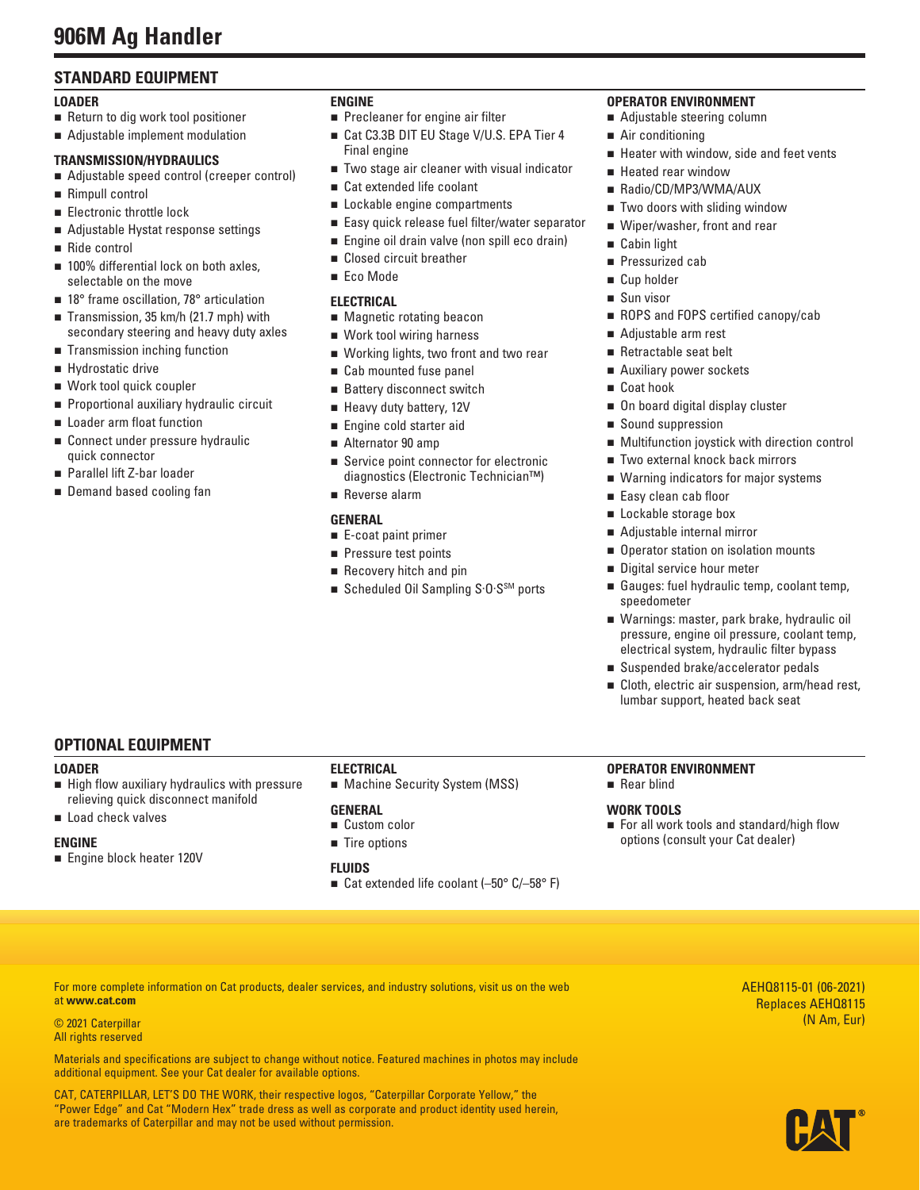# 906M Ag Handler

## STANDARD EQUIPMENT

### LOADER

- Return to dig work tool positioner
- Adjustable implement modulation

### TRANSMISSION/HYDRAULICS

- Adjustable speed control (creeper control)
- Rimpull control
- Electronic throttle lock
- Adjustable Hystat response settings
- Ride control
- 100% differential lock on both axles, selectable on the move
- 18° frame oscillation, 78° articulation
- Transmission, 35 km/h (21.7 mph) with secondary steering and heavy duty axles
- Transmission inching function
- Hydrostatic drive
- Work tool quick coupler
- Proportional auxiliary hydraulic circuit
- Loader arm float function
- Connect under pressure hydraulic quick connector
- Parallel lift Z-bar loader
- Demand based cooling fan

### ENGINE

- Precleaner for engine air filter
- Cat C3.3B DIT EU Stage V/U.S. EPA Tier 4 Final engine
- Two stage air cleaner with visual indicator
- Cat extended life coolant
- Lockable engine compartments
- Easy quick release fuel filter/water separator
- Engine oil drain valve (non spill eco drain)
- Closed circuit breather
- Eco Mode

### ELECTRICAL

- Magnetic rotating beacon
- Work tool wiring harness
- Working lights, two front and two rear
- Cab mounted fuse panel
- Battery disconnect switch
- Heavy duty battery, 12V
- Engine cold starter aid
- Alternator 90 amp
- Service point connector for electronic diagnostics (Electronic Technician™)
- Reverse alarm

### GENERAL

- E-coat paint primer
- Pressure test points
- Recovery hitch and pin
- Scheduled Oil Sampling S·O·S℠ ports

### OPERATOR ENVIRONMENT

- Adjustable steering column
- Air conditioning
- Heater with window, side and feet vents
- Heated rear window
- Radio/CD/MP3/WMA/AUX
- Two doors with sliding window
- Wiper/washer, front and rear
- Cabin light
- Pressurized cab
- Cup holder
- Sun visor
- ROPS and FOPS certified canopy/cab
- Adjustable arm rest
- Retractable seat belt
- Auxiliary power sockets
- Coat hook
- On board digital display cluster
- Sound suppression
- Multifunction joystick with direction control
- Two external knock back mirrors
- Warning indicators for major systems
- Easy clean cab floor
- Lockable storage box
- Adjustable internal mirror
- Operator station on isolation mounts
- Digital service hour meter
- Gauges: fuel hydraulic temp, coolant temp, speedometer
- Warnings: master, park brake, hydraulic oil pressure, engine oil pressure, coolant temp, electrical system, hydraulic filter bypass
- Suspended brake/accelerator pedals
- Cloth, electric air suspension, arm/head rest, lumbar support, heated back seat

## OPTIONAL EQUIPMENT

### LOADER

- High flow auxiliary hydraulics with pressure relieving quick disconnect manifold
- Load check valves

### ENGINE

- Engine block heater 120V

### ELECTRICAL

- Machine Security System (MSS)

### GENERAL

- Custom color
- Tire options

### FLUIDS

- Cat extended life coolant (–50° C/–58° F)

### OPERATOR ENVIRONMENT

- Rear blind

### WORK TOOLS

- For all work tools and standard/high flow options (consult your Cat dealer)

For more complete information on Cat products, dealer services, and industry solutions, visit us on the web at **www.cat.com**

© 2021 Caterpillar
All rights reserved

Materials and specifications are subject to change without notice. Featured machines in photos may include additional equipment. See your Cat dealer for available options.

CAT, CATERPILLAR, LET'S DO THE WORK, their respective logos, "Caterpillar Corporate Yellow," the "Power Edge" and Cat "Modern Hex" trade dress as well as corporate and product identity used herein, are trademarks of Caterpillar and may not be used without permission.

AEHQ8115-01 (06-2021)
Replaces AEHQ8115
(N Am, Eur)